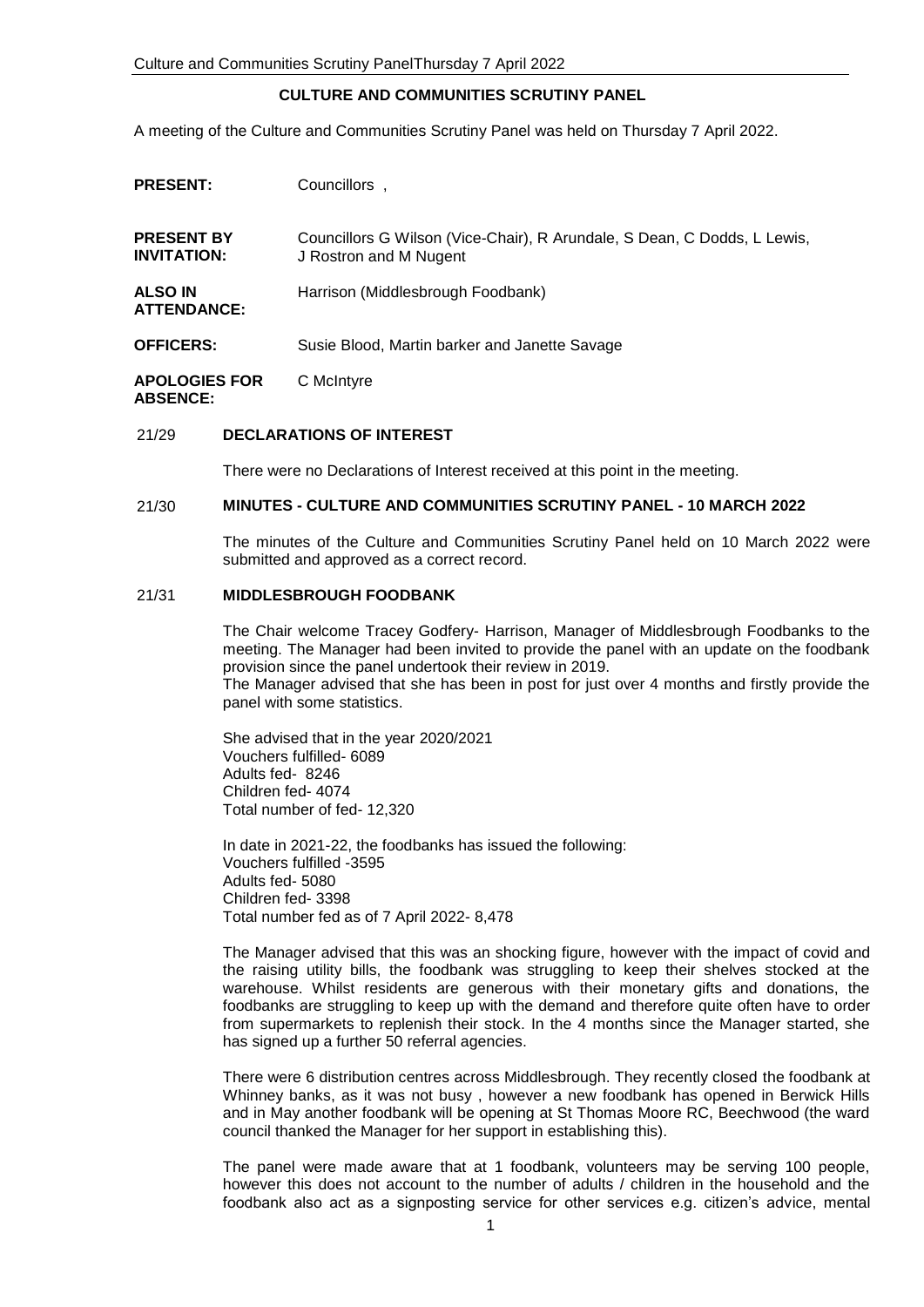# CULTURE AND COMMUNITIES SCRUTINY PANEL

A meeting of the Culture and Communities Scrutiny Panel was held on Thursday 7 April 2022.

| | |
|---|---|
| **PRESENT:** | Councillors , |
| **PRESENT BY INVITATION:** | Councillors G Wilson (Vice-Chair), R Arundale, S Dean, C Dodds, L Lewis, J Rostron and M Nugent |
| **ALSO IN ATTENDANCE:** | Harrison (Middlesbrough Foodbank) |
| **OFFICERS:** | Susie Blood, Martin barker and Janette Savage |
| **APOLOGIES FOR ABSENCE:** | C McIntyre |

## 21/29 DECLARATIONS OF INTEREST

There were no Declarations of Interest received at this point in the meeting.

## 21/30 MINUTES - CULTURE AND COMMUNITIES SCRUTINY PANEL - 10 MARCH 2022

The minutes of the Culture and Communities Scrutiny Panel held on 10 March 2022 were submitted and approved as a correct record.

## 21/31 MIDDLESBROUGH FOODBANK

The Chair welcome Tracey Godfery- Harrison, Manager of Middlesbrough Foodbanks to the meeting. The Manager had been invited to provide the panel with an update on the foodbank provision since the panel undertook their review in 2019.

The Manager advised that she has been in post for just over 4 months and firstly provide the panel with some statistics.

She advised that in the year 2020/2021
Vouchers fulfilled- 6089
Adults fed- 8246
Children fed- 4074
Total number of fed- 12,320

In date in 2021-22, the foodbanks has issued the following:
Vouchers fulfilled -3595
Adults fed- 5080
Children fed- 3398
Total number fed as of 7 April 2022- 8,478

The Manager advised that this was an shocking figure, however with the impact of covid and the raising utility bills, the foodbank was struggling to keep their shelves stocked at the warehouse. Whilst residents are generous with their monetary gifts and donations, the foodbanks are struggling to keep up with the demand and therefore quite often have to order from supermarkets to replenish their stock. In the 4 months since the Manager started, she has signed up a further 50 referral agencies.

There were 6 distribution centres across Middlesbrough. They recently closed the foodbank at Whinney banks, as it was not busy , however a new foodbank has opened in Berwick Hills and in May another foodbank will be opening at St Thomas Moore RC, Beechwood (the ward council thanked the Manager for her support in establishing this).

The panel were made aware that at 1 foodbank, volunteers may be serving 100 people, however this does not account to the number of adults / children in the household and the foodbank also act as a signposting service for other services e.g. citizen's advice, mental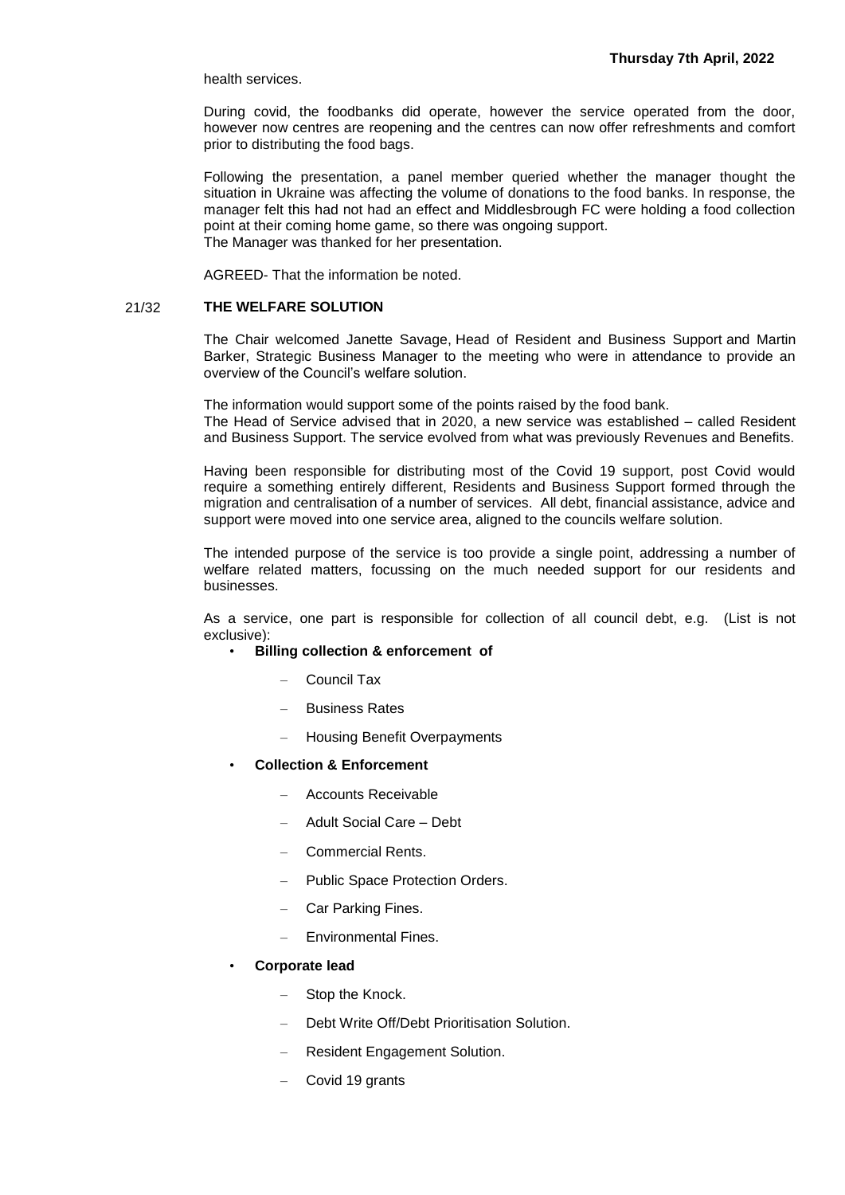health services.

During covid, the foodbanks did operate, however the service operated from the door, however now centres are reopening and the centres can now offer refreshments and comfort prior to distributing the food bags.

Following the presentation, a panel member queried whether the manager thought the situation in Ukraine was affecting the volume of donations to the food banks. In response, the manager felt this had not had an effect and Middlesbrough FC were holding a food collection point at their coming home game, so there was ongoing support.
The Manager was thanked for her presentation.

AGREED- That the information be noted.

## 21/32 THE WELFARE SOLUTION

The Chair welcomed Janette Savage, Head of Resident and Business Support and Martin Barker, Strategic Business Manager to the meeting who were in attendance to provide an overview of the Council's welfare solution.

The information would support some of the points raised by the food bank.
The Head of Service advised that in 2020, a new service was established – called Resident and Business Support. The service evolved from what was previously Revenues and Benefits.

Having been responsible for distributing most of the Covid 19 support, post Covid would require a something entirely different, Residents and Business Support formed through the migration and centralisation of a number of services. All debt, financial assistance, advice and support were moved into one service area, aligned to the councils welfare solution.

The intended purpose of the service is too provide a single point, addressing a number of welfare related matters, focussing on the much needed support for our residents and businesses.

As a service, one part is responsible for collection of all council debt, e.g. (List is not exclusive):

- **Billing collection & enforcement of**
  - Council Tax
  - Business Rates
  - Housing Benefit Overpayments
- **Collection & Enforcement**
  - Accounts Receivable
  - Adult Social Care – Debt
  - Commercial Rents.
  - Public Space Protection Orders.
  - Car Parking Fines.
  - Environmental Fines.
- **Corporate lead**
  - Stop the Knock.
  - Debt Write Off/Debt Prioritisation Solution.
  - Resident Engagement Solution.
  - Covid 19 grants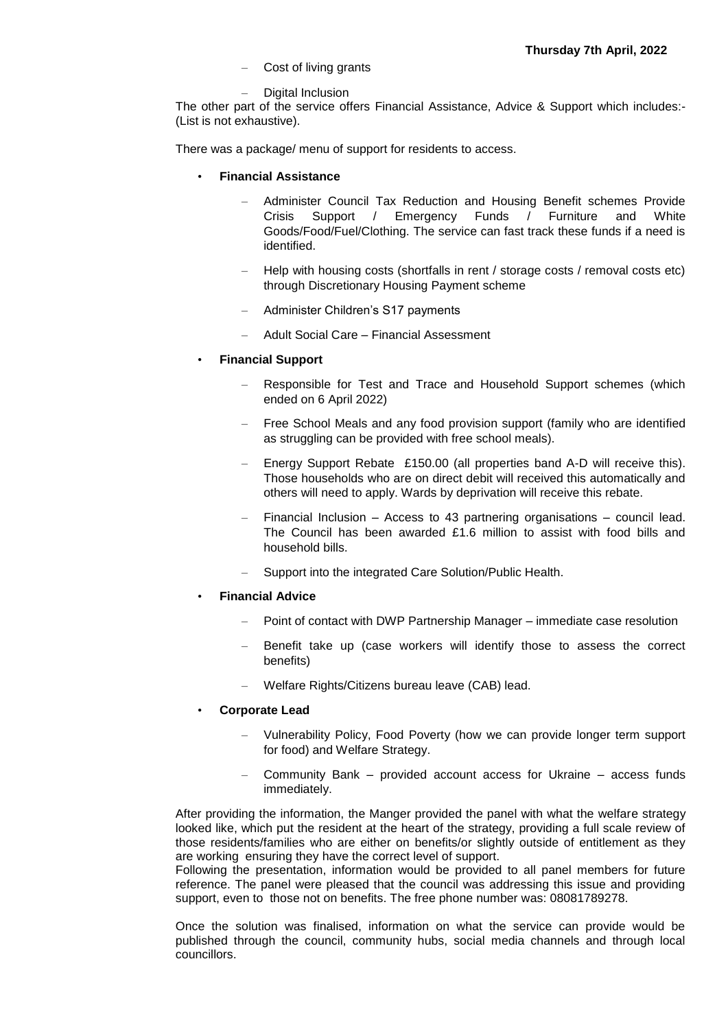- Cost of living grants
- Digital Inclusion

The other part of the service offers Financial Assistance, Advice & Support which includes:- (List is not exhaustive).

There was a package/ menu of support for residents to access.

- **Financial Assistance**
  - Administer Council Tax Reduction and Housing Benefit schemes Provide Crisis Support / Emergency Funds / Furniture and White Goods/Food/Fuel/Clothing. The service can fast track these funds if a need is identified.
  - Help with housing costs (shortfalls in rent / storage costs / removal costs etc) through Discretionary Housing Payment scheme
  - Administer Children's S17 payments
  - Adult Social Care – Financial Assessment
- **Financial Support**
  - Responsible for Test and Trace and Household Support schemes (which ended on 6 April 2022)
  - Free School Meals and any food provision support (family who are identified as struggling can be provided with free school meals).
  - Energy Support Rebate £150.00 (all properties band A-D will receive this). Those households who are on direct debit will received this automatically and others will need to apply. Wards by deprivation will receive this rebate.
  - Financial Inclusion – Access to 43 partnering organisations – council lead. The Council has been awarded £1.6 million to assist with food bills and household bills.
  - Support into the integrated Care Solution/Public Health.
- **Financial Advice**
  - Point of contact with DWP Partnership Manager – immediate case resolution
  - Benefit take up (case workers will identify those to assess the correct benefits)
  - Welfare Rights/Citizens bureau leave (CAB) lead.
- **Corporate Lead**
  - Vulnerability Policy, Food Poverty (how we can provide longer term support for food) and Welfare Strategy.
  - Community Bank – provided account access for Ukraine – access funds immediately.

After providing the information, the Manger provided the panel with what the welfare strategy looked like, which put the resident at the heart of the strategy, providing a full scale review of those residents/families who are either on benefits/or slightly outside of entitlement as they are working ensuring they have the correct level of support.

Following the presentation, information would be provided to all panel members for future reference. The panel were pleased that the council was addressing this issue and providing support, even to those not on benefits. The free phone number was: 08081789278.

Once the solution was finalised, information on what the service can provide would be published through the council, community hubs, social media channels and through local councillors.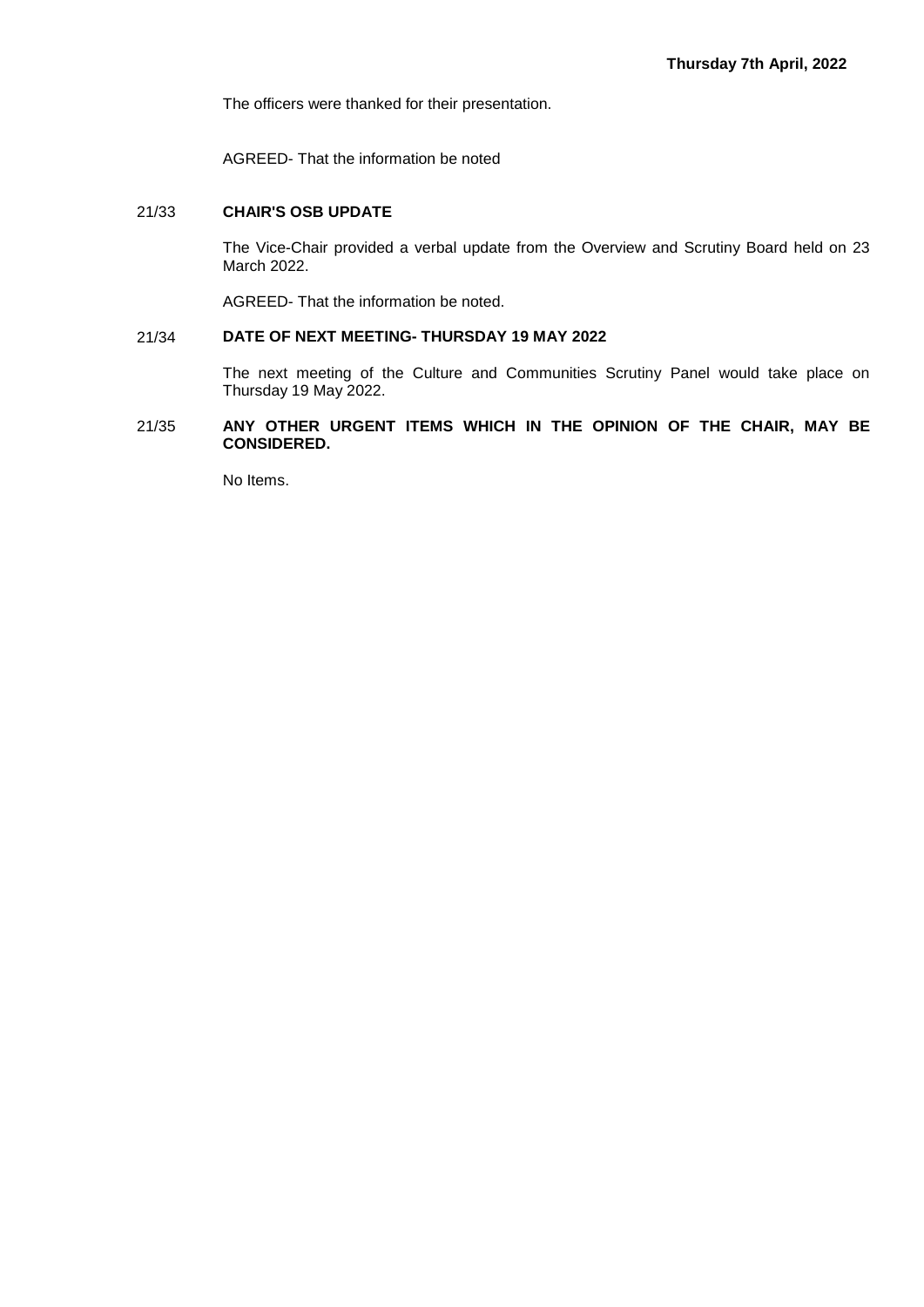The officers were thanked for their presentation.

AGREED- That the information be noted

21/33 **CHAIR'S OSB UPDATE**

The Vice-Chair provided a verbal update from the Overview and Scrutiny Board held on 23 March 2022.

AGREED- That the information be noted.

21/34 **DATE OF NEXT MEETING- THURSDAY 19 MAY 2022**

The next meeting of the Culture and Communities Scrutiny Panel would take place on Thursday 19 May 2022.

21/35 **ANY OTHER URGENT ITEMS WHICH IN THE OPINION OF THE CHAIR, MAY BE CONSIDERED.**

No Items.